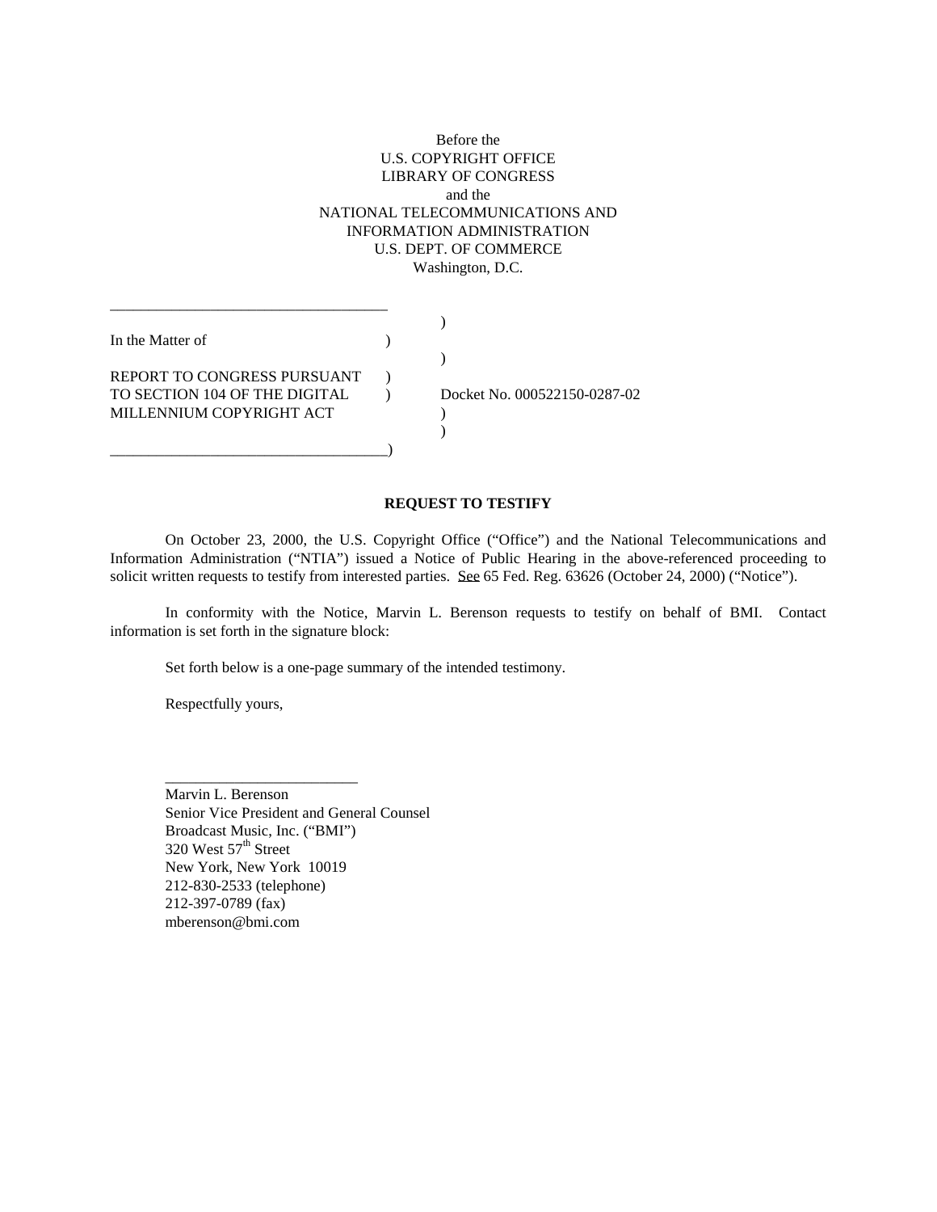Before the
U.S. COPYRIGHT OFFICE
LIBRARY OF CONGRESS
and the
NATIONAL TELECOMMUNICATIONS AND
INFORMATION ADMINISTRATION
U.S. DEPT. OF COMMERCE
Washington, D.C.

| | | |
|---|---|---|
| In the Matter of | ) | |
| REPORT TO CONGRESS PURSUANT TO SECTION 104 OF THE DIGITAL MILLENNIUM COPYRIGHT ACT | ) | Docket No. 000522150-0287-02 |

**REQUEST TO TESTIFY**

On October 23, 2000, the U.S. Copyright Office ("Office") and the National Telecommunications and Information Administration ("NTIA") issued a Notice of Public Hearing in the above-referenced proceeding to solicit written requests to testify from interested parties. See 65 Fed. Reg. 63626 (October 24, 2000) ("Notice").

In conformity with the Notice, Marvin L. Berenson requests to testify on behalf of BMI. Contact information is set forth in the signature block:

Set forth below is a one-page summary of the intended testimony.

Respectfully yours,

\_\_\_\_\_\_\_\_\_\_\_\_\_\_\_\_\_\_\_\_\_\_\_\_\_

Marvin L. Berenson
Senior Vice President and General Counsel
Broadcast Music, Inc. ("BMI")
320 West 57th Street
New York, New York 10019
212-830-2533 (telephone)
212-397-0789 (fax)
mberenson@bmi.com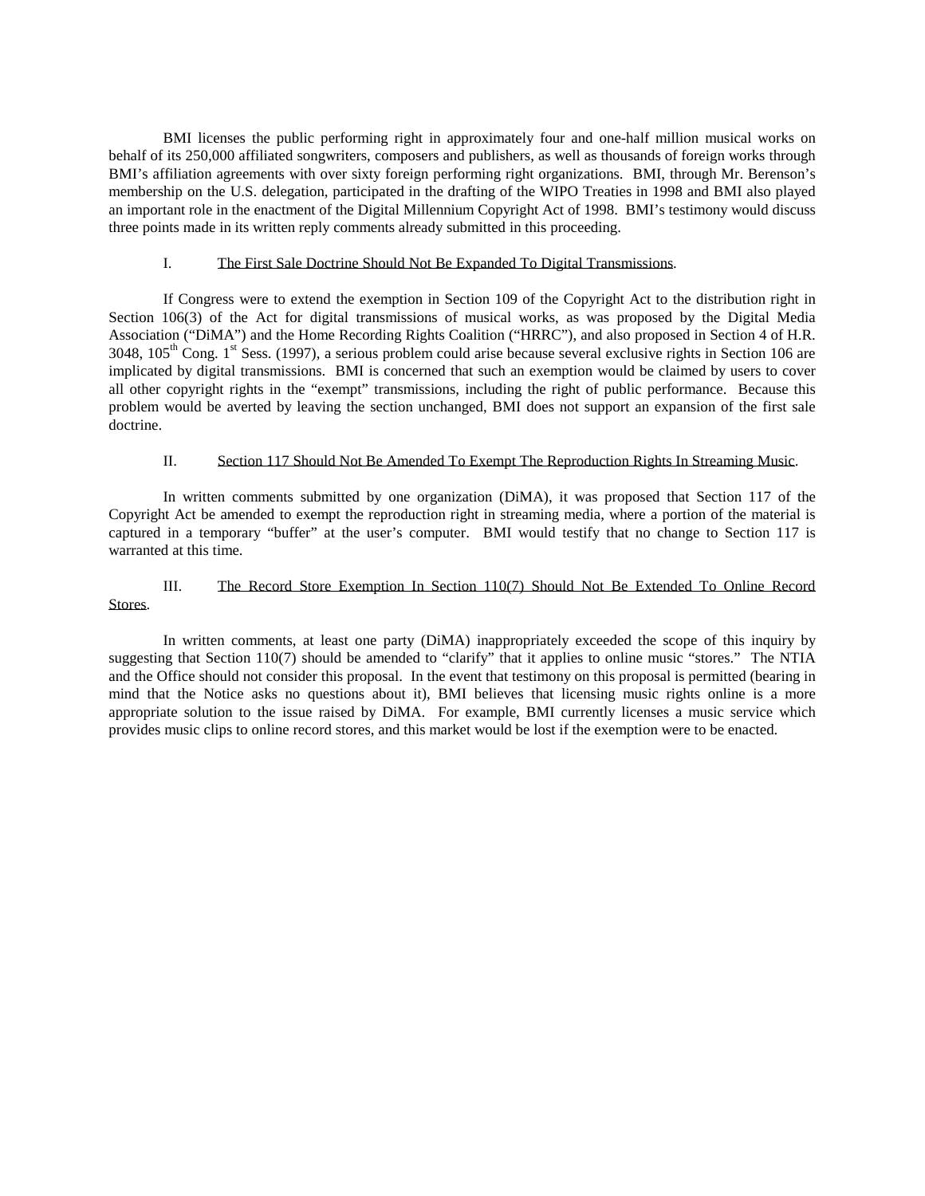BMI licenses the public performing right in approximately four and one-half million musical works on behalf of its 250,000 affiliated songwriters, composers and publishers, as well as thousands of foreign works through BMI's affiliation agreements with over sixty foreign performing right organizations. BMI, through Mr. Berenson's membership on the U.S. delegation, participated in the drafting of the WIPO Treaties in 1998 and BMI also played an important role in the enactment of the Digital Millennium Copyright Act of 1998. BMI's testimony would discuss three points made in its written reply comments already submitted in this proceeding.

I. The First Sale Doctrine Should Not Be Expanded To Digital Transmissions.

If Congress were to extend the exemption in Section 109 of the Copyright Act to the distribution right in Section 106(3) of the Act for digital transmissions of musical works, as was proposed by the Digital Media Association ("DiMA") and the Home Recording Rights Coalition ("HRRC"), and also proposed in Section 4 of H.R. 3048, 105th Cong. 1st Sess. (1997), a serious problem could arise because several exclusive rights in Section 106 are implicated by digital transmissions. BMI is concerned that such an exemption would be claimed by users to cover all other copyright rights in the "exempt" transmissions, including the right of public performance. Because this problem would be averted by leaving the section unchanged, BMI does not support an expansion of the first sale doctrine.

II. Section 117 Should Not Be Amended To Exempt The Reproduction Rights In Streaming Music.

In written comments submitted by one organization (DiMA), it was proposed that Section 117 of the Copyright Act be amended to exempt the reproduction right in streaming media, where a portion of the material is captured in a temporary "buffer" at the user's computer. BMI would testify that no change to Section 117 is warranted at this time.

III. The Record Store Exemption In Section 110(7) Should Not Be Extended To Online Record Stores.

In written comments, at least one party (DiMA) inappropriately exceeded the scope of this inquiry by suggesting that Section 110(7) should be amended to "clarify" that it applies to online music "stores." The NTIA and the Office should not consider this proposal. In the event that testimony on this proposal is permitted (bearing in mind that the Notice asks no questions about it), BMI believes that licensing music rights online is a more appropriate solution to the issue raised by DiMA. For example, BMI currently licenses a music service which provides music clips to online record stores, and this market would be lost if the exemption were to be enacted.